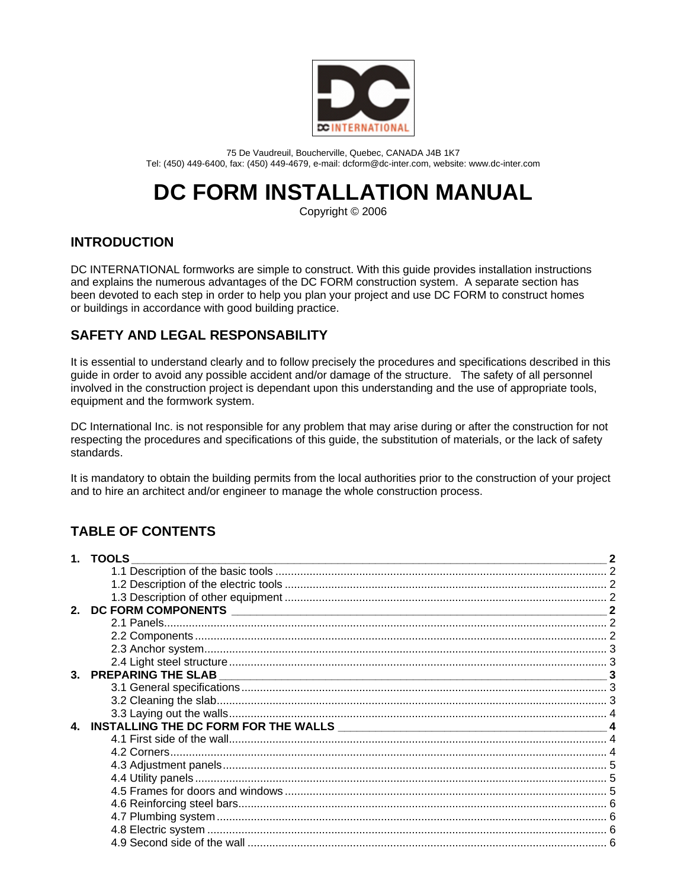75 De Vaudreuil, Boucherville, Quebec, CANADA J4B 1K7
Tel: (450) 449-6400, fax: (450) 449-4679, e-mail: dcform@dc-inter.com, website: www.dc-inter.com

# DC FORM INSTALLATION MANUAL

Copyright © 2006

## INTRODUCTION

DC INTERNATIONAL formworks are simple to construct. With this guide provides installation instructions and explains the numerous advantages of the DC FORM construction system. A separate section has been devoted to each step in order to help you plan your project and use DC FORM to construct homes or buildings in accordance with good building practice.

## SAFETY AND LEGAL RESPONSABILITY

It is essential to understand clearly and to follow precisely the procedures and specifications described in this guide in order to avoid any possible accident and/or damage of the structure. The safety of all personnel involved in the construction project is dependant upon this understanding and the use of appropriate tools, equipment and the formwork system.

DC International Inc. is not responsible for any problem that may arise during or after the construction for not respecting the procedures and specifications of this guide, the substitution of materials, or the lack of safety standards.

It is mandatory to obtain the building permits from the local authorities prior to the construction of your project and to hire an architect and/or engineer to manage the whole construction process.

## TABLE OF CONTENTS

**1. TOOLS** ..... **2**
- 1.1 Description of the basic tools ..... 2
- 1.2 Description of the electric tools ..... 2
- 1.3 Description of other equipment ..... 2

**2. DC FORM COMPONENTS** ..... **2**
- 2.1 Panels ..... 2
- 2.2 Components ..... 2
- 2.3 Anchor system ..... 3
- 2.4 Light steel structure ..... 3

**3. PREPARING THE SLAB** ..... **3**
- 3.1 General specifications ..... 3
- 3.2 Cleaning the slab ..... 3
- 3.3 Laying out the walls ..... 4

**4. INSTALLING THE DC FORM FOR THE WALLS** ..... **4**
- 4.1 First side of the wall ..... 4
- 4.2 Corners ..... 4
- 4.3 Adjustment panels ..... 5
- 4.4 Utility panels ..... 5
- 4.5 Frames for doors and windows ..... 5
- 4.6 Reinforcing steel bars ..... 6
- 4.7 Plumbing system ..... 6
- 4.8 Electric system ..... 6
- 4.9 Second side of the wall ..... 6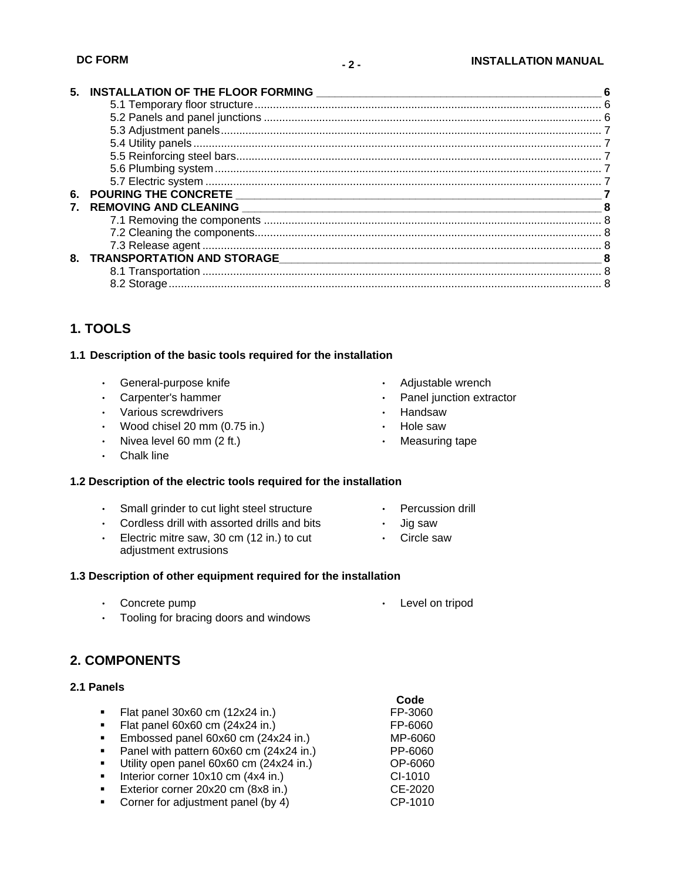**5. INSTALLATION OF THE FLOOR FORMING** ______ 6
- 5.1 Temporary floor structure ...... 6
- 5.2 Panels and panel junctions ...... 6
- 5.3 Adjustment panels ...... 7
- 5.4 Utility panels ...... 7
- 5.5 Reinforcing steel bars ...... 7
- 5.6 Plumbing system ...... 7
- 5.7 Electric system ...... 7

**6. POURING THE CONCRETE** ______ 7

**7. REMOVING AND CLEANING** ______ 8
- 7.1 Removing the components ...... 8
- 7.2 Cleaning the components ...... 8
- 7.3 Release agent ...... 8

**8. TRANSPORTATION AND STORAGE** ______ 8
- 8.1 Transportation ...... 8
- 8.2 Storage ...... 8

## 1. TOOLS

### 1.1 Description of the basic tools required for the installation

- General-purpose knife
- Carpenter's hammer
- Various screwdrivers
- Wood chisel 20 mm (0.75 in.)
- Nivea level 60 mm (2 ft.)
- Chalk line
- Adjustable wrench
- Panel junction extractor
- Handsaw
- Hole saw
- Measuring tape

### 1.2 Description of the electric tools required for the installation

- Small grinder to cut light steel structure
- Cordless drill with assorted drills and bits
- Electric mitre saw, 30 cm (12 in.) to cut adjustment extrusions
- Percussion drill
- Jig saw
- Circle saw

### 1.3 Description of other equipment required for the installation

- Concrete pump
- Tooling for bracing doors and windows
- Level on tripod

## 2. COMPONENTS

### 2.1 Panels

| | Code |
|---|---|
| Flat panel 30x60 cm (12x24 in.) | FP-3060 |
| Flat panel 60x60 cm (24x24 in.) | FP-6060 |
| Embossed panel 60x60 cm (24x24 in.) | MP-6060 |
| Panel with pattern 60x60 cm (24x24 in.) | PP-6060 |
| Utility open panel 60x60 cm (24x24 in.) | OP-6060 |
| Interior corner 10x10 cm (4x4 in.) | CI-1010 |
| Exterior corner 20x20 cm (8x8 in.) | CE-2020 |
| Corner for adjustment panel (by 4) | CP-1010 |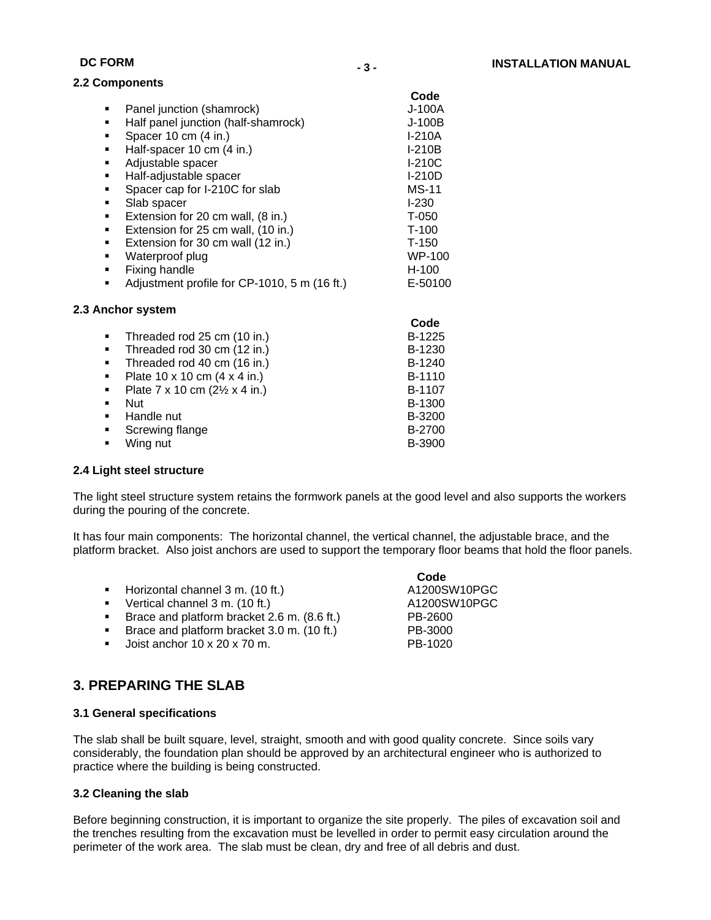### 2.2 Components

| | Code |
|---|---|
| Panel junction (shamrock) | J-100A |
| Half panel junction (half-shamrock) | J-100B |
| Spacer 10 cm (4 in.) | I-210A |
| Half-spacer 10 cm (4 in.) | I-210B |
| Adjustable spacer | I-210C |
| Half-adjustable spacer | I-210D |
| Spacer cap for I-210C for slab | MS-11 |
| Slab spacer | I-230 |
| Extension for 20 cm wall, (8 in.) | T-050 |
| Extension for 25 cm wall, (10 in.) | T-100 |
| Extension for 30 cm wall (12 in.) | T-150 |
| Waterproof plug | WP-100 |
| Fixing handle | H-100 |
| Adjustment profile for CP-1010, 5 m (16 ft.) | E-50100 |

### 2.3 Anchor system

| | Code |
|---|---|
| Threaded rod 25 cm (10 in.) | B-1225 |
| Threaded rod 30 cm (12 in.) | B-1230 |
| Threaded rod 40 cm (16 in.) | B-1240 |
| Plate 10 x 10 cm (4 x 4 in.) | B-1110 |
| Plate 7 x 10 cm (2½ x 4 in.) | B-1107 |
| Nut | B-1300 |
| Handle nut | B-3200 |
| Screwing flange | B-2700 |
| Wing nut | B-3900 |

### 2.4 Light steel structure

The light steel structure system retains the formwork panels at the good level and also supports the workers during the pouring of the concrete.

It has four main components: The horizontal channel, the vertical channel, the adjustable brace, and the platform bracket. Also joist anchors are used to support the temporary floor beams that hold the floor panels.

| | Code |
|---|---|
| Horizontal channel 3 m. (10 ft.) | A1200SW10PGC |
| Vertical channel 3 m. (10 ft.) | A1200SW10PGC |
| Brace and platform bracket 2.6 m. (8.6 ft.) | PB-2600 |
| Brace and platform bracket 3.0 m. (10 ft.) | PB-3000 |
| Joist anchor 10 x 20 x 70 m. | PB-1020 |

## 3. PREPARING THE SLAB

### 3.1 General specifications

The slab shall be built square, level, straight, smooth and with good quality concrete. Since soils vary considerably, the foundation plan should be approved by an architectural engineer who is authorized to practice where the building is being constructed.

### 3.2 Cleaning the slab

Before beginning construction, it is important to organize the site properly. The piles of excavation soil and the trenches resulting from the excavation must be levelled in order to permit easy circulation around the perimeter of the work area. The slab must be clean, dry and free of all debris and dust.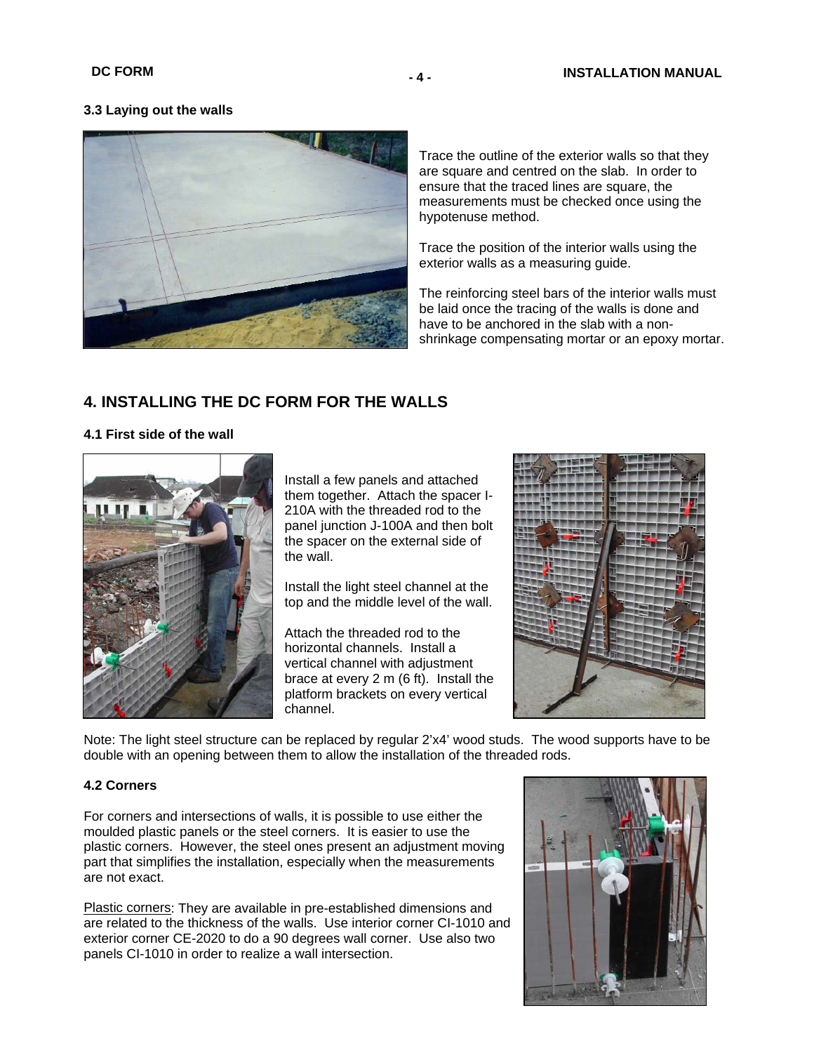### 3.3 Laying out the walls

Trace the outline of the exterior walls so that they are square and centred on the slab. In order to ensure that the traced lines are square, the measurements must be checked once using the hypotenuse method.

Trace the position of the interior walls using the exterior walls as a measuring guide.

The reinforcing steel bars of the interior walls must be laid once the tracing of the walls is done and have to be anchored in the slab with a non-shrinkage compensating mortar or an epoxy mortar.

## 4. INSTALLING THE DC FORM FOR THE WALLS

### 4.1 First side of the wall

Install a few panels and attached them together. Attach the spacer I-210A with the threaded rod to the panel junction J-100A and then bolt the spacer on the external side of the wall.

Install the light steel channel at the top and the middle level of the wall.

Attach the threaded rod to the horizontal channels. Install a vertical channel with adjustment brace at every 2 m (6 ft). Install the platform brackets on every vertical channel.

Note: The light steel structure can be replaced by regular 2'x4' wood studs. The wood supports have to be double with an opening between them to allow the installation of the threaded rods.

### 4.2 Corners

For corners and intersections of walls, it is possible to use either the moulded plastic panels or the steel corners. It is easier to use the plastic corners. However, the steel ones present an adjustment moving part that simplifies the installation, especially when the measurements are not exact.

Plastic corners: They are available in pre-established dimensions and are related to the thickness of the walls. Use interior corner CI-1010 and exterior corner CE-2020 to do a 90 degrees wall corner. Use also two panels CI-1010 in order to realize a wall intersection.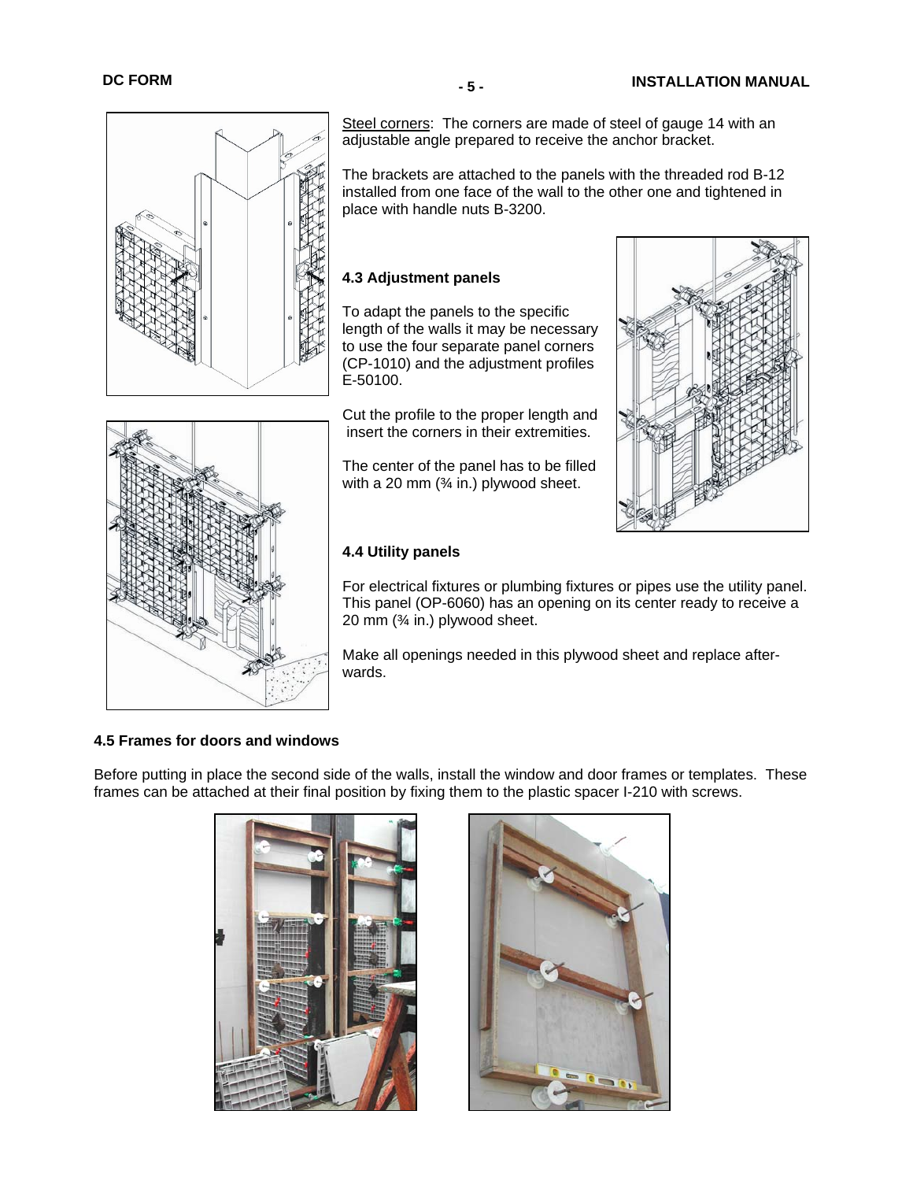Steel corners: The corners are made of steel of gauge 14 with an adjustable angle prepared to receive the anchor bracket.

The brackets are attached to the panels with the threaded rod B-12 installed from one face of the wall to the other one and tightened in place with handle nuts B-3200.

### 4.3 Adjustment panels

To adapt the panels to the specific length of the walls it may be necessary to use the four separate panel corners (CP-1010) and the adjustment profiles E-50100.

Cut the profile to the proper length and insert the corners in their extremities.

The center of the panel has to be filled with a 20 mm (¾ in.) plywood sheet.

### 4.4 Utility panels

For electrical fixtures or plumbing fixtures or pipes use the utility panel. This panel (OP-6060) has an opening on its center ready to receive a 20 mm (¾ in.) plywood sheet.

Make all openings needed in this plywood sheet and replace afterwards.

### 4.5 Frames for doors and windows

Before putting in place the second side of the walls, install the window and door frames or templates. These frames can be attached at their final position by fixing them to the plastic spacer I-210 with screws.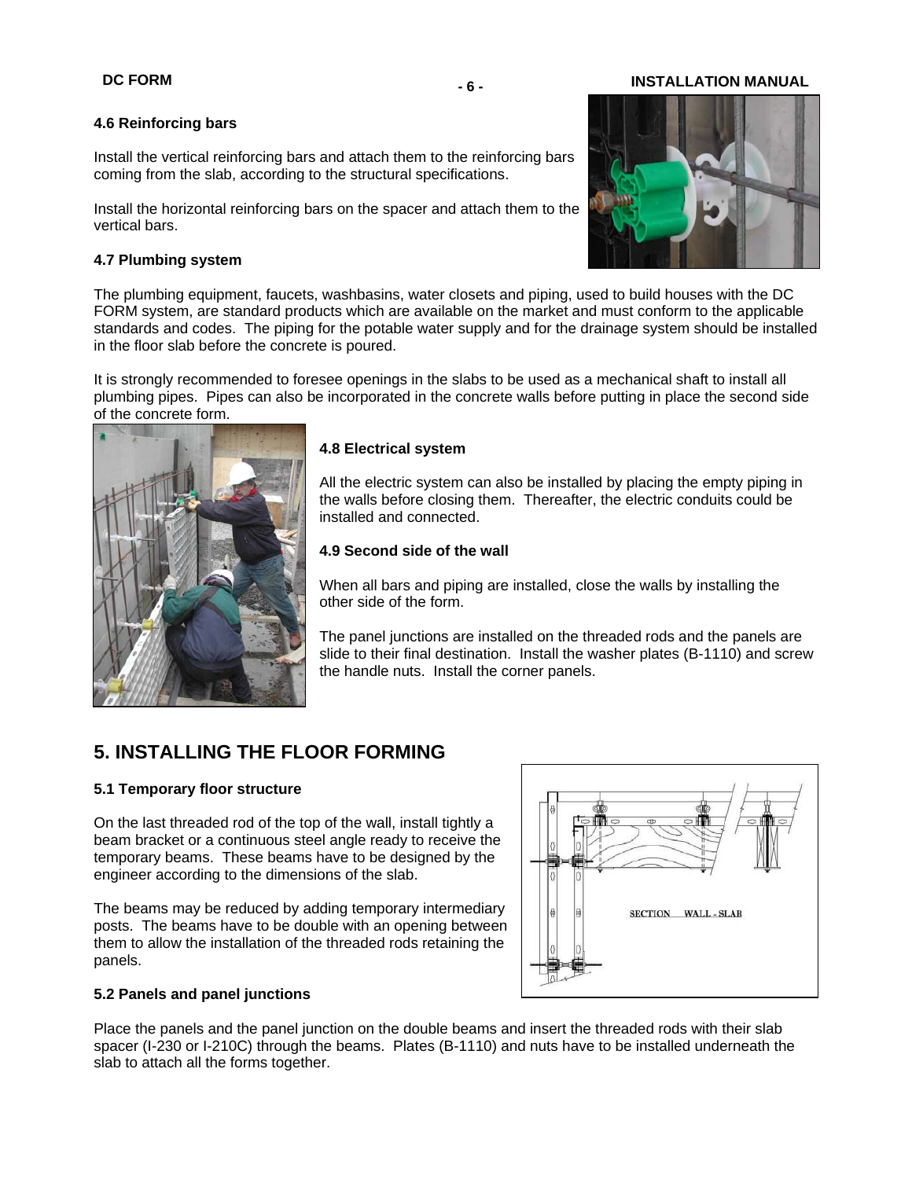### 4.6 Reinforcing bars

Install the vertical reinforcing bars and attach them to the reinforcing bars coming from the slab, according to the structural specifications.

Install the horizontal reinforcing bars on the spacer and attach them to the vertical bars.

### 4.7 Plumbing system

The plumbing equipment, faucets, washbasins, water closets and piping, used to build houses with the DC FORM system, are standard products which are available on the market and must conform to the applicable standards and codes. The piping for the potable water supply and for the drainage system should be installed in the floor slab before the concrete is poured.

It is strongly recommended to foresee openings in the slabs to be used as a mechanical shaft to install all plumbing pipes. Pipes can also be incorporated in the concrete walls before putting in place the second side of the concrete form.

### 4.8 Electrical system

All the electric system can also be installed by placing the empty piping in the walls before closing them. Thereafter, the electric conduits could be installed and connected.

### 4.9 Second side of the wall

When all bars and piping are installed, close the walls by installing the other side of the form.

The panel junctions are installed on the threaded rods and the panels are slide to their final destination. Install the washer plates (B-1110) and screw the handle nuts. Install the corner panels.

## 5. INSTALLING THE FLOOR FORMING

### 5.1 Temporary floor structure

On the last threaded rod of the top of the wall, install tightly a beam bracket or a continuous steel angle ready to receive the temporary beams. These beams have to be designed by the engineer according to the dimensions of the slab.

The beams may be reduced by adding temporary intermediary posts. The beams have to be double with an opening between them to allow the installation of the threaded rods retaining the panels.

SECTION WALL - SLAB

### 5.2 Panels and panel junctions

Place the panels and the panel junction on the double beams and insert the threaded rods with their slab spacer (I-230 or I-210C) through the beams. Plates (B-1110) and nuts have to be installed underneath the slab to attach all the forms together.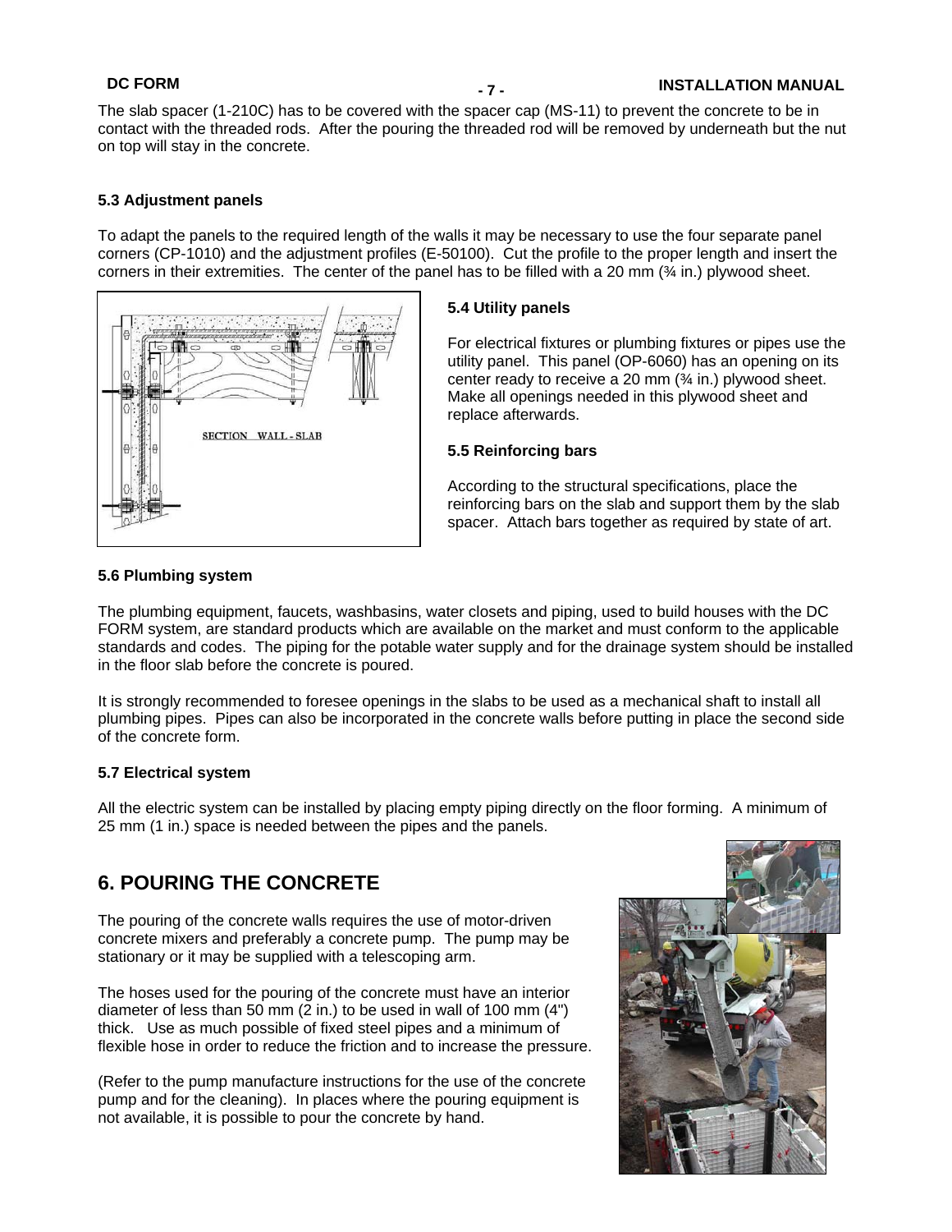The slab spacer (1-210C) has to be covered with the spacer cap (MS-11) to prevent the concrete to be in contact with the threaded rods. After the pouring the threaded rod will be removed by underneath but the nut on top will stay in the concrete.

### 5.3 Adjustment panels

To adapt the panels to the required length of the walls it may be necessary to use the four separate panel corners (CP-1010) and the adjustment profiles (E-50100). Cut the profile to the proper length and insert the corners in their extremities. The center of the panel has to be filled with a 20 mm (¾ in.) plywood sheet.

SECTION WALL - SLAB

### 5.4 Utility panels

For electrical fixtures or plumbing fixtures or pipes use the utility panel. This panel (OP-6060) has an opening on its center ready to receive a 20 mm (¾ in.) plywood sheet. Make all openings needed in this plywood sheet and replace afterwards.

### 5.5 Reinforcing bars

According to the structural specifications, place the reinforcing bars on the slab and support them by the slab spacer. Attach bars together as required by state of art.

### 5.6 Plumbing system

The plumbing equipment, faucets, washbasins, water closets and piping, used to build houses with the DC FORM system, are standard products which are available on the market and must conform to the applicable standards and codes. The piping for the potable water supply and for the drainage system should be installed in the floor slab before the concrete is poured.

It is strongly recommended to foresee openings in the slabs to be used as a mechanical shaft to install all plumbing pipes. Pipes can also be incorporated in the concrete walls before putting in place the second side of the concrete form.

### 5.7 Electrical system

All the electric system can be installed by placing empty piping directly on the floor forming. A minimum of 25 mm (1 in.) space is needed between the pipes and the panels.

## 6. POURING THE CONCRETE

The pouring of the concrete walls requires the use of motor-driven concrete mixers and preferably a concrete pump. The pump may be stationary or it may be supplied with a telescoping arm.

The hoses used for the pouring of the concrete must have an interior diameter of less than 50 mm (2 in.) to be used in wall of 100 mm (4") thick. Use as much possible of fixed steel pipes and a minimum of flexible hose in order to reduce the friction and to increase the pressure.

(Refer to the pump manufacture instructions for the use of the concrete pump and for the cleaning). In places where the pouring equipment is not available, it is possible to pour the concrete by hand.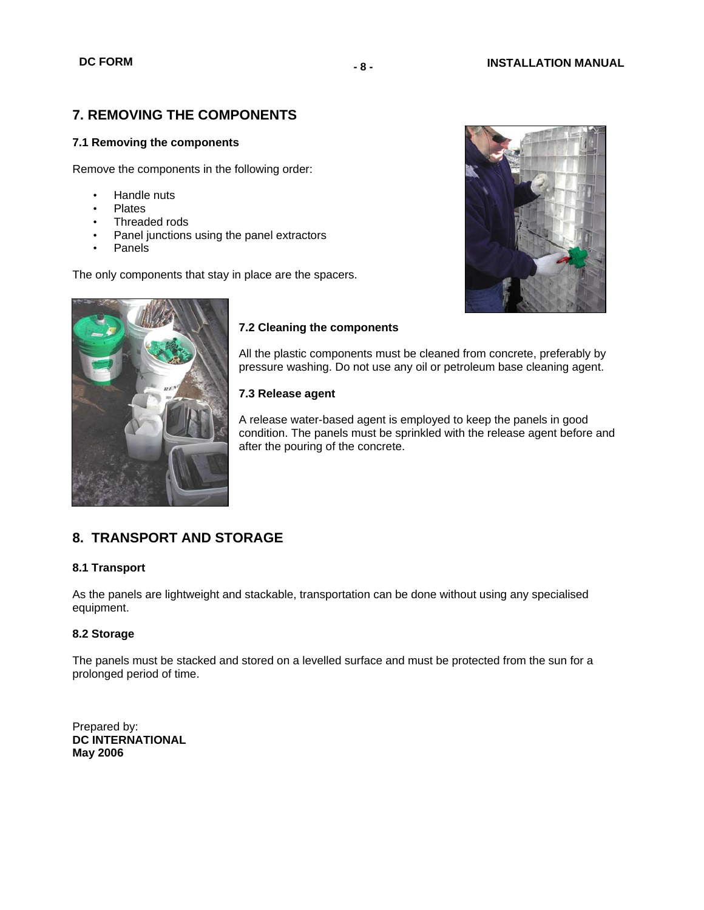## 7. REMOVING THE COMPONENTS

### 7.1 Removing the components

Remove the components in the following order:

- Handle nuts
- Plates
- Threaded rods
- Panel junctions using the panel extractors
- Panels

The only components that stay in place are the spacers.

### 7.2 Cleaning the components

All the plastic components must be cleaned from concrete, preferably by pressure washing. Do not use any oil or petroleum base cleaning agent.

### 7.3 Release agent

A release water-based agent is employed to keep the panels in good condition. The panels must be sprinkled with the release agent before and after the pouring of the concrete.

## 8. TRANSPORT AND STORAGE

### 8.1 Transport

As the panels are lightweight and stackable, transportation can be done without using any specialised equipment.

### 8.2 Storage

The panels must be stacked and stored on a levelled surface and must be protected from the sun for a prolonged period of time.

Prepared by:
**DC INTERNATIONAL**
**May 2006**